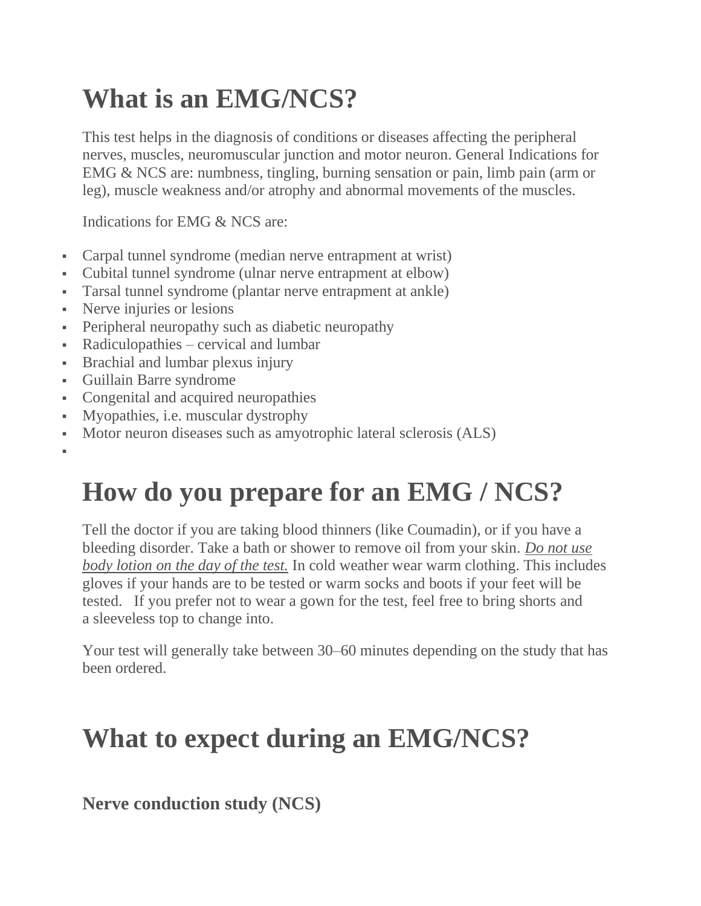# What is an EMG/NCS?

This test helps in the diagnosis of conditions or diseases affecting the peripheral nerves, muscles, neuromuscular junction and motor neuron. General Indications for EMG & NCS are: numbness, tingling, burning sensation or pain, limb pain (arm or leg), muscle weakness and/or atrophy and abnormal movements of the muscles.

Indications for EMG & NCS are:

- Carpal tunnel syndrome (median nerve entrapment at wrist)
- Cubital tunnel syndrome (ulnar nerve entrapment at elbow)
- Tarsal tunnel syndrome (plantar nerve entrapment at ankle)
- Nerve injuries or lesions
- Peripheral neuropathy such as diabetic neuropathy
- Radiculopathies – cervical and lumbar
- Brachial and lumbar plexus injury
- Guillain Barre syndrome
- Congenital and acquired neuropathies
- Myopathies, i.e. muscular dystrophy
- Motor neuron diseases such as amyotrophic lateral sclerosis (ALS)

# How do you prepare for an EMG / NCS?

Tell the doctor if you are taking blood thinners (like Coumadin), or if you have a bleeding disorder. Take a bath or shower to remove oil from your skin. ***Do not use body lotion on the day of the test.*** In cold weather wear warm clothing. This includes gloves if your hands are to be tested or warm socks and boots if your feet will be tested. If you prefer not to wear a gown for the test, feel free to bring shorts and a sleeveless top to change into.

Your test will generally take between 30–60 minutes depending on the study that has been ordered.

# What to expect during an EMG/NCS?

## Nerve conduction study (NCS)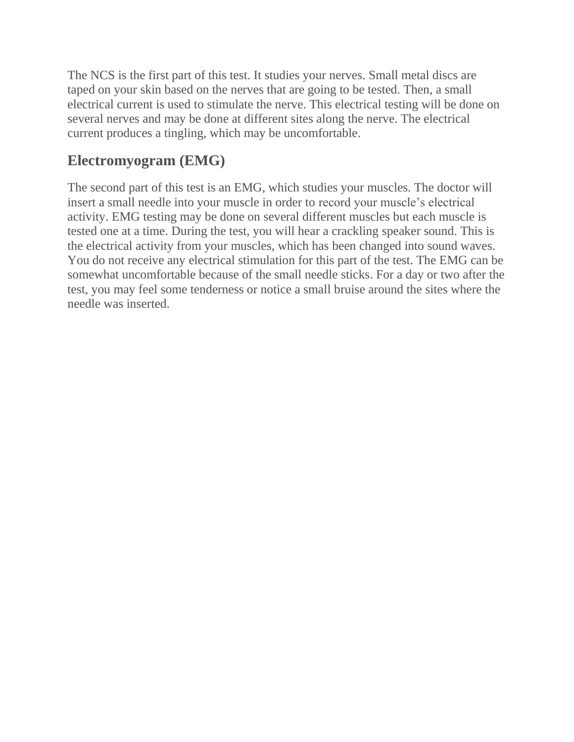The NCS is the first part of this test. It studies your nerves. Small metal discs are taped on your skin based on the nerves that are going to be tested. Then, a small electrical current is used to stimulate the nerve. This electrical testing will be done on several nerves and may be done at different sites along the nerve. The electrical current produces a tingling, which may be uncomfortable.

## Electromyogram (EMG)

The second part of this test is an EMG, which studies your muscles. The doctor will insert a small needle into your muscle in order to record your muscle's electrical activity. EMG testing may be done on several different muscles but each muscle is tested one at a time. During the test, you will hear a crackling speaker sound. This is the electrical activity from your muscles, which has been changed into sound waves. You do not receive any electrical stimulation for this part of the test. The EMG can be somewhat uncomfortable because of the small needle sticks. For a day or two after the test, you may feel some tenderness or notice a small bruise around the sites where the needle was inserted.